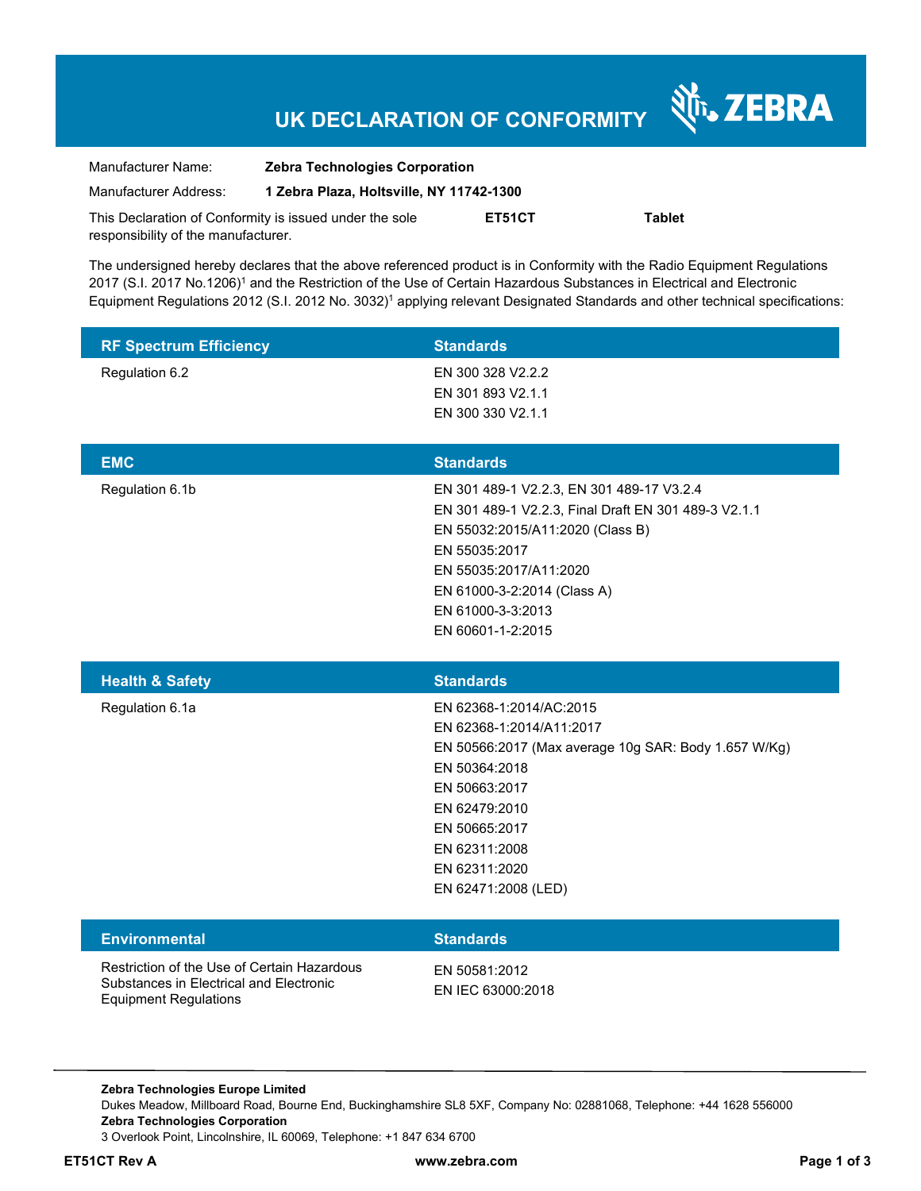# UK DECLARATION OF CONFORMITY

ZEBRA

Manufacturer Name: **Zebra Technologies Corporation**

Manufacturer Address: **1 Zebra Plaza, Holtsville, NY 11742-1300**

This Declaration of Conformity is issued under the sole responsibility of the manufacturer. **ET51CT** **Tablet**

The undersigned hereby declares that the above referenced product is in Conformity with the Radio Equipment Regulations 2017 (S.I. 2017 No.1206)[1] and the Restriction of the Use of Certain Hazardous Substances in Electrical and Electronic Equipment Regulations 2012 (S.I. 2012 No. 3032)[1] applying relevant Designated Standards and other technical specifications:

| RF Spectrum Efficiency | Standards |
|---|---|
| Regulation 6.2 | EN 300 328 V2.2.2<br>EN 301 893 V2.1.1<br>EN 300 330 V2.1.1 |

| EMC | Standards |
|---|---|
| Regulation 6.1b | EN 301 489-1 V2.2.3, EN 301 489-17 V3.2.4<br>EN 301 489-1 V2.2.3, Final Draft EN 301 489-3 V2.1.1<br>EN 55032:2015/A11:2020 (Class B)<br>EN 55035:2017<br>EN 55035:2017/A11:2020<br>EN 61000-3-2:2014 (Class A)<br>EN 61000-3-3:2013<br>EN 60601-1-2:2015 |

| Health & Safety | Standards |
|---|---|
| Regulation 6.1a | EN 62368-1:2014/AC:2015<br>EN 62368-1:2014/A11:2017<br>EN 50566:2017 (Max average 10g SAR: Body 1.657 W/Kg)<br>EN 50364:2018<br>EN 50663:2017<br>EN 62479:2010<br>EN 50665:2017<br>EN 62311:2008<br>EN 62311:2020<br>EN 62471:2008 (LED) |

| Environmental | Standards |
|---|---|
| Restriction of the Use of Certain Hazardous Substances in Electrical and Electronic Equipment Regulations | EN 50581:2012<br>EN IEC 63000:2018 |

**Zebra Technologies Europe Limited**
Dukes Meadow, Millboard Road, Bourne End, Buckinghamshire SL8 5XF, Company No: 02881068, Telephone: +44 1628 556000
**Zebra Technologies Corporation**
3 Overlook Point, Lincolnshire, IL 60069, Telephone: +1 847 634 6700

**ET51CT Rev A** **www.zebra.com**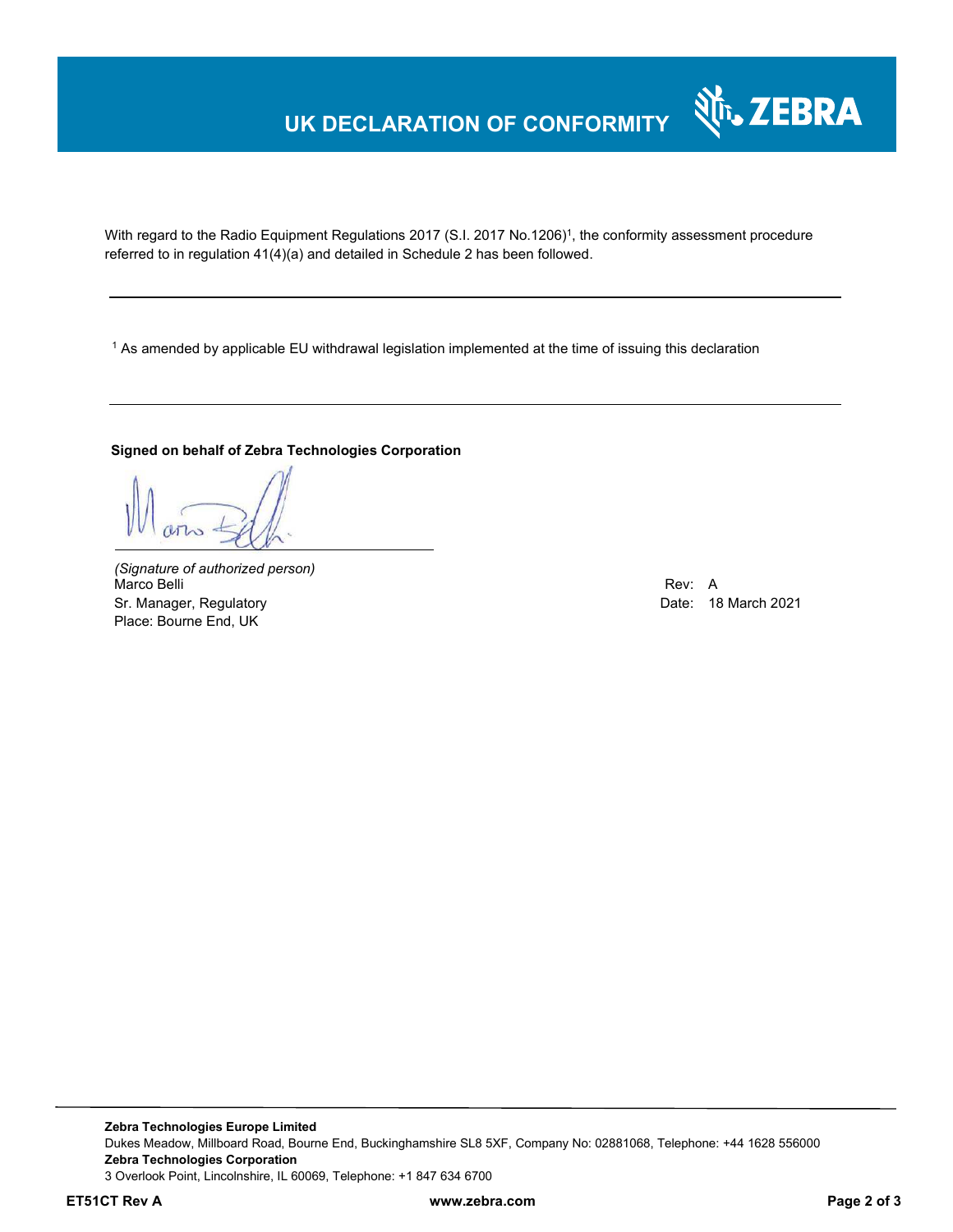# UK DECLARATION OF CONFORMITY

With regard to the Radio Equipment Regulations 2017 (S.I. 2017 No.1206)[1], the conformity assessment procedure referred to in regulation 41(4)(a) and detailed in Schedule 2 has been followed.

---

[1] As amended by applicable EU withdrawal legislation implemented at the time of issuing this declaration

---

**Signed on behalf of Zebra Technologies Corporation**

*(Signature of authorized person)*
Marco Belli
Sr. Manager, Regulatory
Place: Bourne End, UK

Rev: A
Date: 18 March 2021

---

**Zebra Technologies Europe Limited**
Dukes Meadow, Millboard Road, Bourne End, Buckinghamshire SL8 5XF, Company No: 02881068, Telephone: +44 1628 556000
**Zebra Technologies Corporation**
3 Overlook Point, Lincolnshire, IL 60069, Telephone: +1 847 634 6700

**ET51CT Rev A** **www.zebra.com**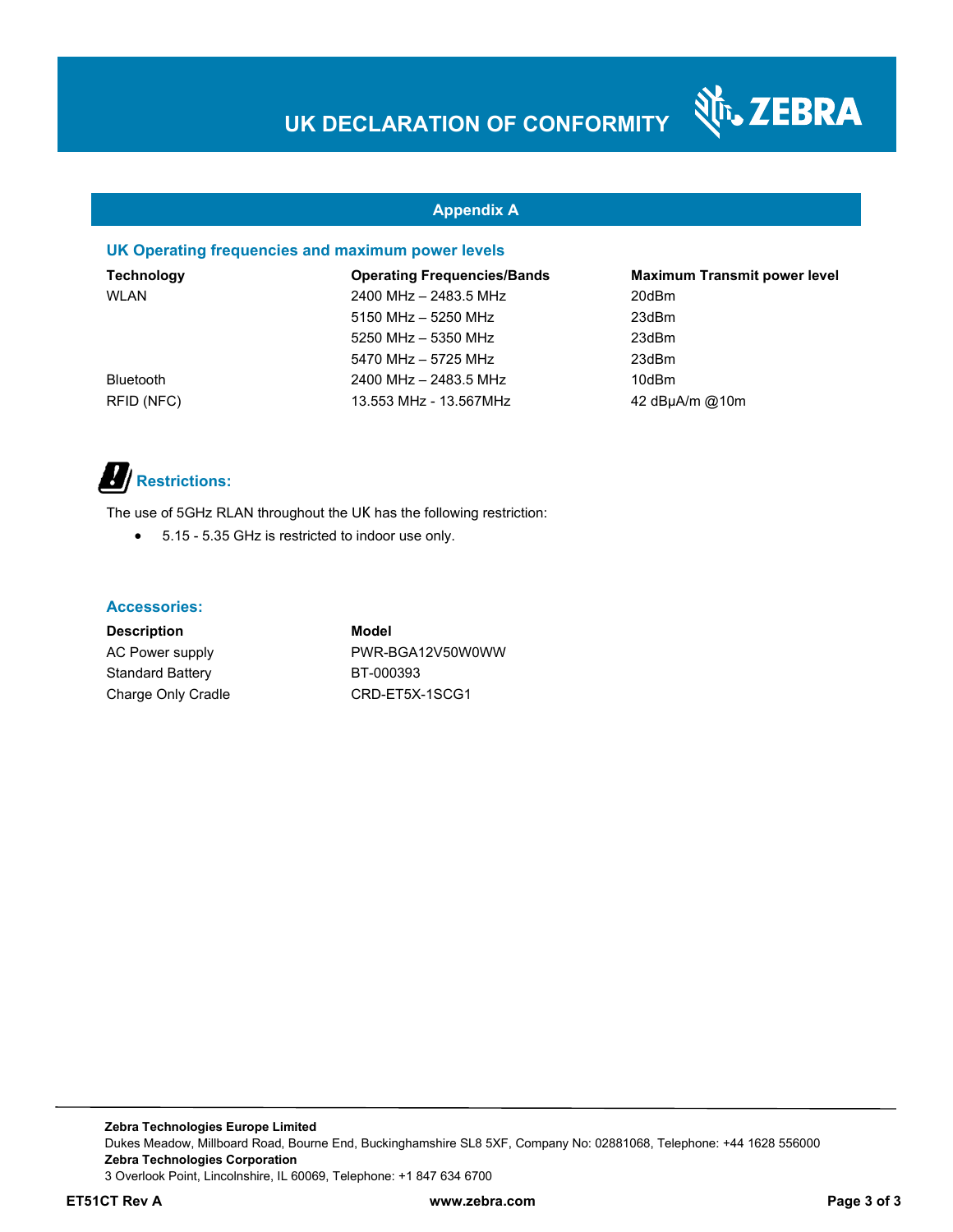# UK DECLARATION OF CONFORMITY

## Appendix A

### UK Operating frequencies and maximum power levels

| Technology | Operating Frequencies/Bands | Maximum Transmit power level |
|---|---|---|
| WLAN | 2400 MHz – 2483.5 MHz | 20dBm |
| | 5150 MHz – 5250 MHz | 23dBm |
| | 5250 MHz – 5350 MHz | 23dBm |
| | 5470 MHz – 5725 MHz | 23dBm |
| Bluetooth | 2400 MHz – 2483.5 MHz | 10dBm |
| RFID (NFC) | 13.553 MHz - 13.567MHz | 42 dBµA/m @10m |

### Restrictions:

The use of 5GHz RLAN throughout the UK has the following restriction:

- 5.15 - 5.35 GHz is restricted to indoor use only.

### Accessories:

| Description | Model |
|---|---|
| AC Power supply | PWR-BGA12V50W0WW |
| Standard Battery | BT-000393 |
| Charge Only Cradle | CRD-ET5X-1SCG1 |

**Zebra Technologies Europe Limited**
Dukes Meadow, Millboard Road, Bourne End, Buckinghamshire SL8 5XF, Company No: 02881068, Telephone: +44 1628 556000
**Zebra Technologies Corporation**
3 Overlook Point, Lincolnshire, IL 60069, Telephone: +1 847 634 6700

**ET51CT Rev A** **www.zebra.com**